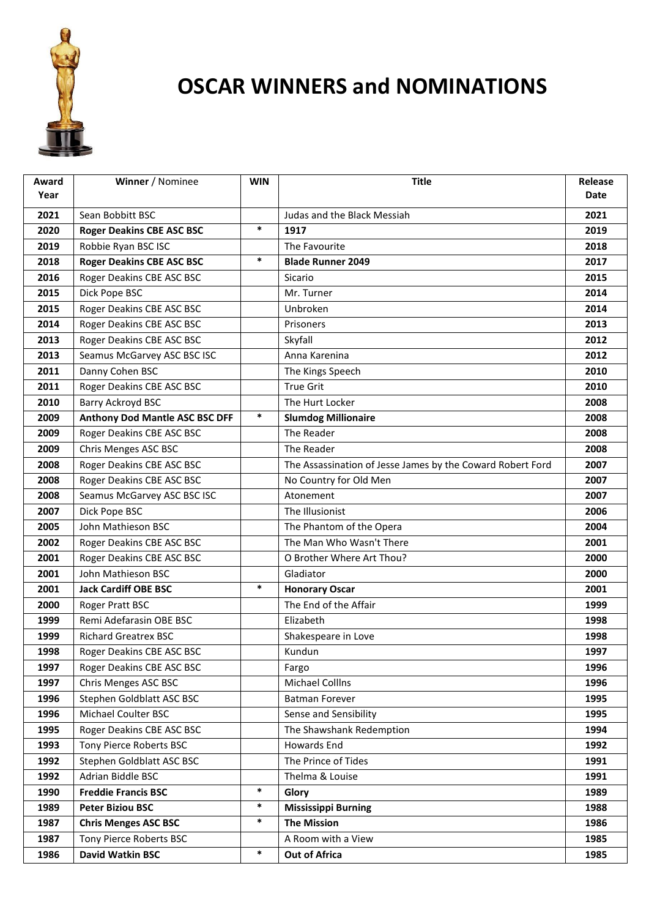# OSCAR WINNERS and NOMINATIONS

| Award Year | **Winner** / Nominee | WIN | Title | Release Date |
|---|---|---|---|---|
| 2021 | Sean Bobbitt BSC | | Judas and the Black Messiah | 2021 |
| 2020 | **Roger Deakins CBE ASC BSC** | * | **1917** | 2019 |
| 2019 | Robbie Ryan BSC ISC | | The Favourite | 2018 |
| 2018 | **Roger Deakins CBE ASC BSC** | * | **Blade Runner 2049** | 2017 |
| 2016 | Roger Deakins CBE ASC BSC | | Sicario | 2015 |
| 2015 | Dick Pope BSC | | Mr. Turner | 2014 |
| 2015 | Roger Deakins CBE ASC BSC | | Unbroken | 2014 |
| 2014 | Roger Deakins CBE ASC BSC | | Prisoners | 2013 |
| 2013 | Roger Deakins CBE ASC BSC | | Skyfall | 2012 |
| 2013 | Seamus McGarvey ASC BSC ISC | | Anna Karenina | 2012 |
| 2011 | Danny Cohen BSC | | The Kings Speech | 2010 |
| 2011 | Roger Deakins CBE ASC BSC | | True Grit | 2010 |
| 2010 | Barry Ackroyd BSC | | The Hurt Locker | 2008 |
| 2009 | **Anthony Dod Mantle ASC BSC DFF** | * | **Slumdog Millionaire** | 2008 |
| 2009 | Roger Deakins CBE ASC BSC | | The Reader | 2008 |
| 2009 | Chris Menges ASC BSC | | The Reader | 2008 |
| 2008 | Roger Deakins CBE ASC BSC | | The Assassination of Jesse James by the Coward Robert Ford | 2007 |
| 2008 | Roger Deakins CBE ASC BSC | | No Country for Old Men | 2007 |
| 2008 | Seamus McGarvey ASC BSC ISC | | Atonement | 2007 |
| 2007 | Dick Pope BSC | | The Illusionist | 2006 |
| 2005 | John Mathieson BSC | | The Phantom of the Opera | 2004 |
| 2002 | Roger Deakins CBE ASC BSC | | The Man Who Wasn't There | 2001 |
| 2001 | Roger Deakins CBE ASC BSC | | O Brother Where Art Thou? | 2000 |
| 2001 | John Mathieson BSC | | Gladiator | 2000 |
| 2001 | **Jack Cardiff OBE BSC** | * | **Honorary Oscar** | 2001 |
| 2000 | Roger Pratt BSC | | The End of the Affair | 1999 |
| 1999 | Remi Adefarasin OBE BSC | | Elizabeth | 1998 |
| 1999 | Richard Greatrex BSC | | Shakespeare in Love | 1998 |
| 1998 | Roger Deakins CBE ASC BSC | | Kundun | 1997 |
| 1997 | Roger Deakins CBE ASC BSC | | Fargo | 1996 |
| 1997 | Chris Menges ASC BSC | | Michael Colllns | 1996 |
| 1996 | Stephen Goldblatt ASC BSC | | Batman Forever | 1995 |
| 1996 | Michael Coulter BSC | | Sense and Sensibility | 1995 |
| 1995 | Roger Deakins CBE ASC BSC | | The Shawshank Redemption | 1994 |
| 1993 | Tony Pierce Roberts BSC | | Howards End | 1992 |
| 1992 | Stephen Goldblatt ASC BSC | | The Prince of Tides | 1991 |
| 1992 | Adrian Biddle BSC | | Thelma & Louise | 1991 |
| 1990 | **Freddie Francis BSC** | * | **Glory** | 1989 |
| 1989 | **Peter Biziou BSC** | * | **Mississippi Burning** | 1988 |
| 1987 | **Chris Menges ASC BSC** | * | **The Mission** | 1986 |
| 1987 | Tony Pierce Roberts BSC | | A Room with a View | 1985 |
| 1986 | **David Watkin BSC** | * | **Out of Africa** | 1985 |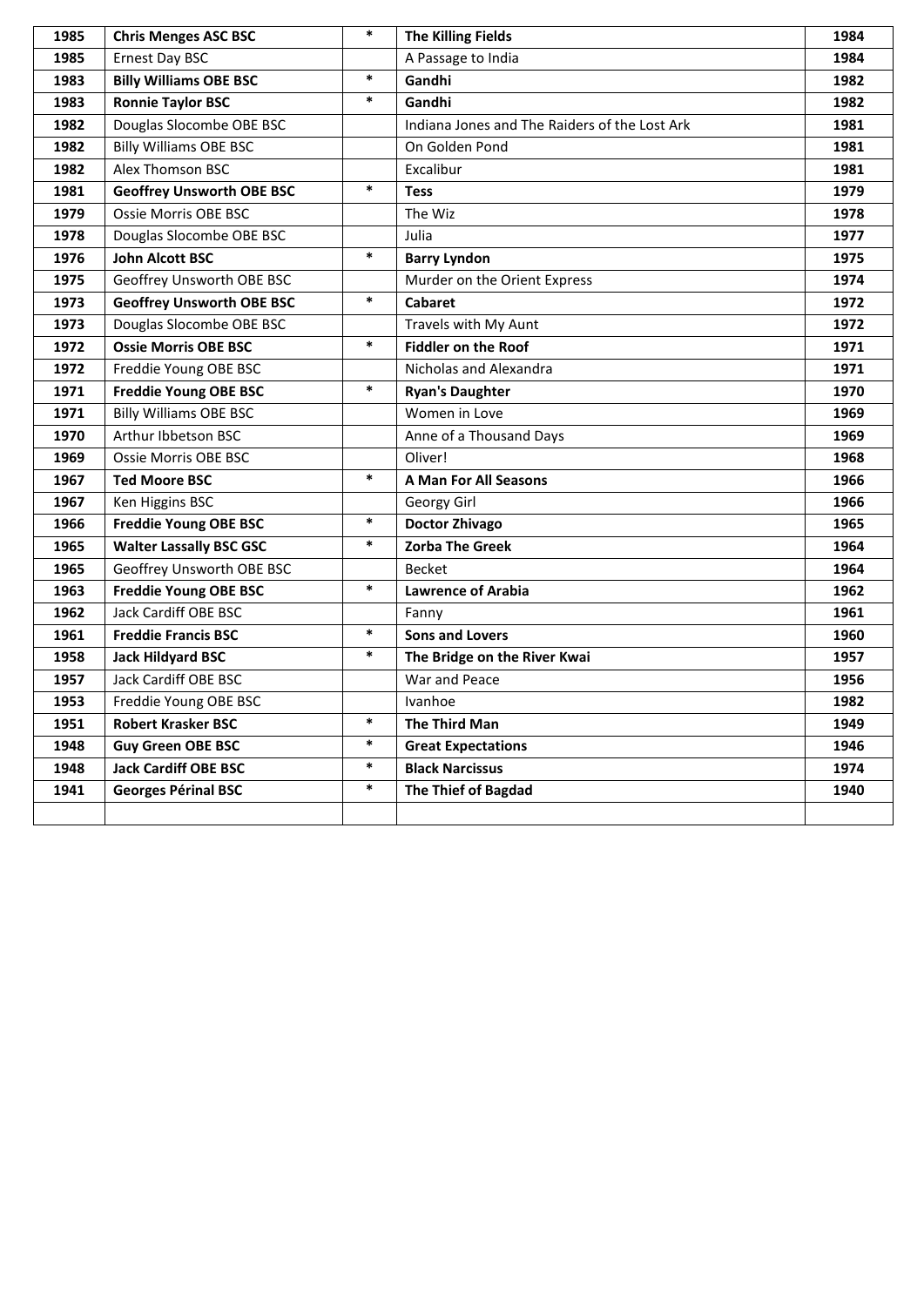| | | | | |
|---|---|---|---|---|
| **1985** | **Chris Menges ASC BSC** | * | **The Killing Fields** | **1984** |
| **1985** | Ernest Day BSC | | A Passage to India | **1984** |
| **1983** | **Billy Williams OBE BSC** | * | **Gandhi** | **1982** |
| **1983** | **Ronnie Taylor BSC** | * | **Gandhi** | **1982** |
| **1982** | Douglas Slocombe OBE BSC | | Indiana Jones and The Raiders of the Lost Ark | **1981** |
| **1982** | Billy Williams OBE BSC | | On Golden Pond | **1981** |
| **1982** | Alex Thomson BSC | | Excalibur | **1981** |
| **1981** | **Geoffrey Unsworth OBE BSC** | * | **Tess** | **1979** |
| **1979** | Ossie Morris OBE BSC | | The Wiz | **1978** |
| **1978** | Douglas Slocombe OBE BSC | | Julia | **1977** |
| **1976** | **John Alcott BSC** | * | **Barry Lyndon** | **1975** |
| **1975** | Geoffrey Unsworth OBE BSC | | Murder on the Orient Express | **1974** |
| **1973** | **Geoffrey Unsworth OBE BSC** | * | **Cabaret** | **1972** |
| **1973** | Douglas Slocombe OBE BSC | | Travels with My Aunt | **1972** |
| **1972** | **Ossie Morris OBE BSC** | * | **Fiddler on the Roof** | **1971** |
| **1972** | Freddie Young OBE BSC | | Nicholas and Alexandra | **1971** |
| **1971** | **Freddie Young OBE BSC** | * | **Ryan's Daughter** | **1970** |
| **1971** | Billy Williams OBE BSC | | Women in Love | **1969** |
| **1970** | Arthur Ibbetson BSC | | Anne of a Thousand Days | **1969** |
| **1969** | Ossie Morris OBE BSC | | Oliver! | **1968** |
| **1967** | **Ted Moore BSC** | * | **A Man For All Seasons** | **1966** |
| **1967** | Ken Higgins BSC | | Georgy Girl | **1966** |
| **1966** | **Freddie Young OBE BSC** | * | **Doctor Zhivago** | **1965** |
| **1965** | **Walter Lassally BSC GSC** | * | **Zorba The Greek** | **1964** |
| **1965** | Geoffrey Unsworth OBE BSC | | Becket | **1964** |
| **1963** | **Freddie Young OBE BSC** | * | **Lawrence of Arabia** | **1962** |
| **1962** | Jack Cardiff OBE BSC | | Fanny | **1961** |
| **1961** | **Freddie Francis BSC** | * | **Sons and Lovers** | **1960** |
| **1958** | **Jack Hildyard BSC** | * | **The Bridge on the River Kwai** | **1957** |
| **1957** | Jack Cardiff OBE BSC | | War and Peace | **1956** |
| **1953** | Freddie Young OBE BSC | | Ivanhoe | **1982** |
| **1951** | **Robert Krasker BSC** | * | **The Third Man** | **1949** |
| **1948** | **Guy Green OBE BSC** | * | **Great Expectations** | **1946** |
| **1948** | **Jack Cardiff OBE BSC** | * | **Black Narcissus** | **1974** |
| **1941** | **Georges Périnal BSC** | * | **The Thief of Bagdad** | **1940** |
| | | | | |